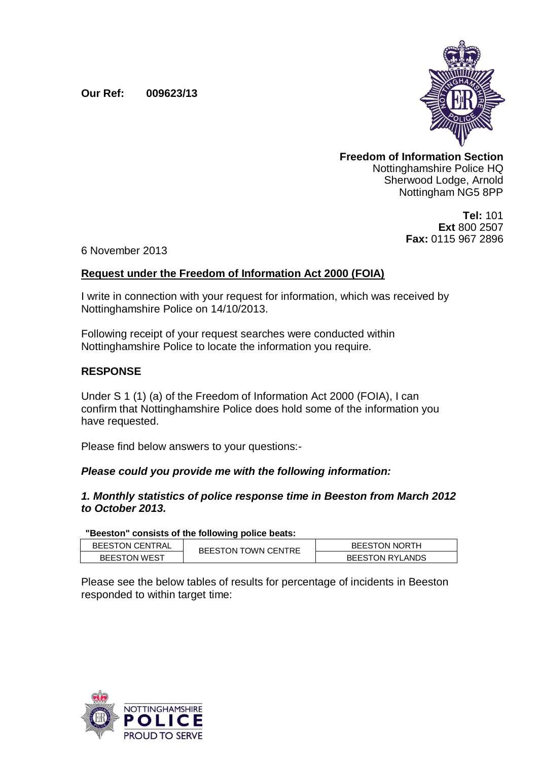**Our Ref: 009623/13**

**Freedom of Information Section**
Nottinghamshire Police HQ
Sherwood Lodge, Arnold
Nottingham NG5 8PP

**Tel:** 101
**Ext** 800 2507
**Fax:** 0115 967 2896

6 November 2013

**<u>Request under the Freedom of Information Act 2000 (FOIA)</u>**

I write in connection with your request for information, which was received by Nottinghamshire Police on 14/10/2013.

Following receipt of your request searches were conducted within Nottinghamshire Police to locate the information you require.

## RESPONSE

Under S 1 (1) (a) of the Freedom of Information Act 2000 (FOIA), I can confirm that Nottinghamshire Police does hold some of the information you have requested.

Please find below answers to your questions:-

***Please could you provide me with the following information:***

***1. Monthly statistics of police response time in Beeston from March 2012 to October 2013.***

**"Beeston" consists of the following police beats:**

| | | |
|---|---|---|
| BEESTON CENTRAL | BEESTON TOWN CENTRE | BEESTON NORTH |
| BEESTON WEST | | BEESTON RYLANDS |

Please see the below tables of results for percentage of incidents in Beeston responded to within target time: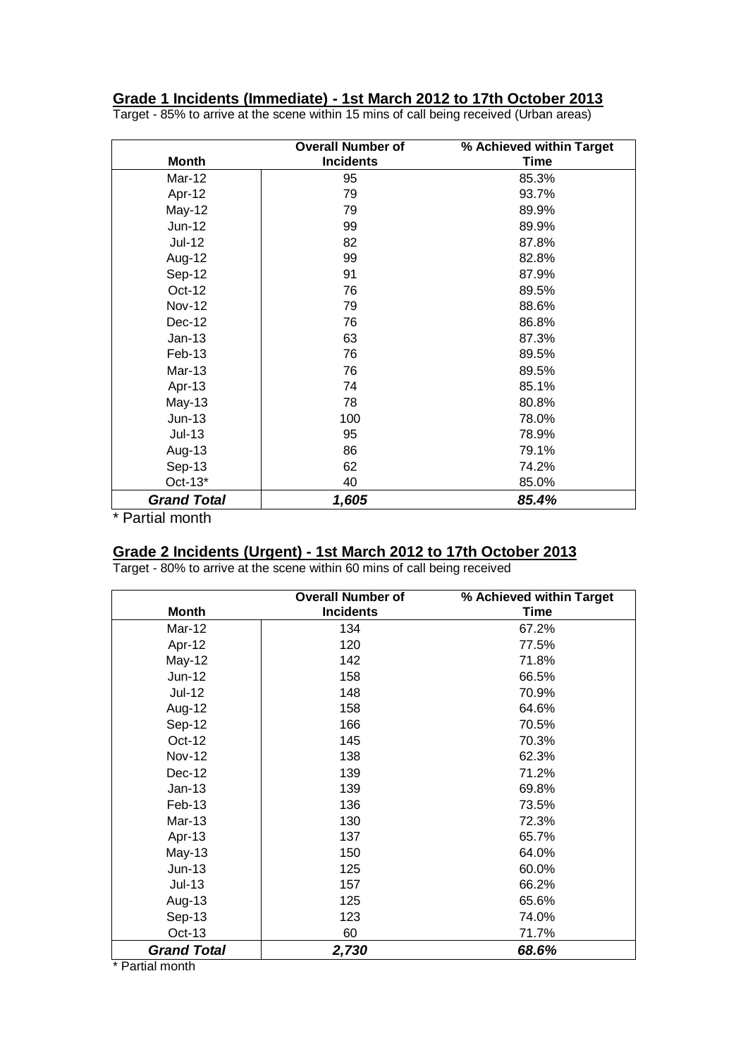## Grade 1 Incidents (Immediate) - 1st March 2012 to 17th October 2013

Target - 85% to arrive at the scene within 15 mins of call being received (Urban areas)

| Month | Overall Number of Incidents | % Achieved within Target Time |
|---|---|---|
| Mar-12 | 95 | 85.3% |
| Apr-12 | 79 | 93.7% |
| May-12 | 79 | 89.9% |
| Jun-12 | 99 | 89.9% |
| Jul-12 | 82 | 87.8% |
| Aug-12 | 99 | 82.8% |
| Sep-12 | 91 | 87.9% |
| Oct-12 | 76 | 89.5% |
| Nov-12 | 79 | 88.6% |
| Dec-12 | 76 | 86.8% |
| Jan-13 | 63 | 87.3% |
| Feb-13 | 76 | 89.5% |
| Mar-13 | 76 | 89.5% |
| Apr-13 | 74 | 85.1% |
| May-13 | 78 | 80.8% |
| Jun-13 | 100 | 78.0% |
| Jul-13 | 95 | 78.9% |
| Aug-13 | 86 | 79.1% |
| Sep-13 | 62 | 74.2% |
| Oct-13* | 40 | 85.0% |
| ***Grand Total*** | ***1,605*** | ***85.4%*** |

* Partial month

## Grade 2 Incidents (Urgent) - 1st March 2012 to 17th October 2013

Target - 80% to arrive at the scene within 60 mins of call being received

| Month | Overall Number of Incidents | % Achieved within Target Time |
|---|---|---|
| Mar-12 | 134 | 67.2% |
| Apr-12 | 120 | 77.5% |
| May-12 | 142 | 71.8% |
| Jun-12 | 158 | 66.5% |
| Jul-12 | 148 | 70.9% |
| Aug-12 | 158 | 64.6% |
| Sep-12 | 166 | 70.5% |
| Oct-12 | 145 | 70.3% |
| Nov-12 | 138 | 62.3% |
| Dec-12 | 139 | 71.2% |
| Jan-13 | 139 | 69.8% |
| Feb-13 | 136 | 73.5% |
| Mar-13 | 130 | 72.3% |
| Apr-13 | 137 | 65.7% |
| May-13 | 150 | 64.0% |
| Jun-13 | 125 | 60.0% |
| Jul-13 | 157 | 66.2% |
| Aug-13 | 125 | 65.6% |
| Sep-13 | 123 | 74.0% |
| Oct-13 | 60 | 71.7% |
| ***Grand Total*** | ***2,730*** | ***68.6%*** |

* Partial month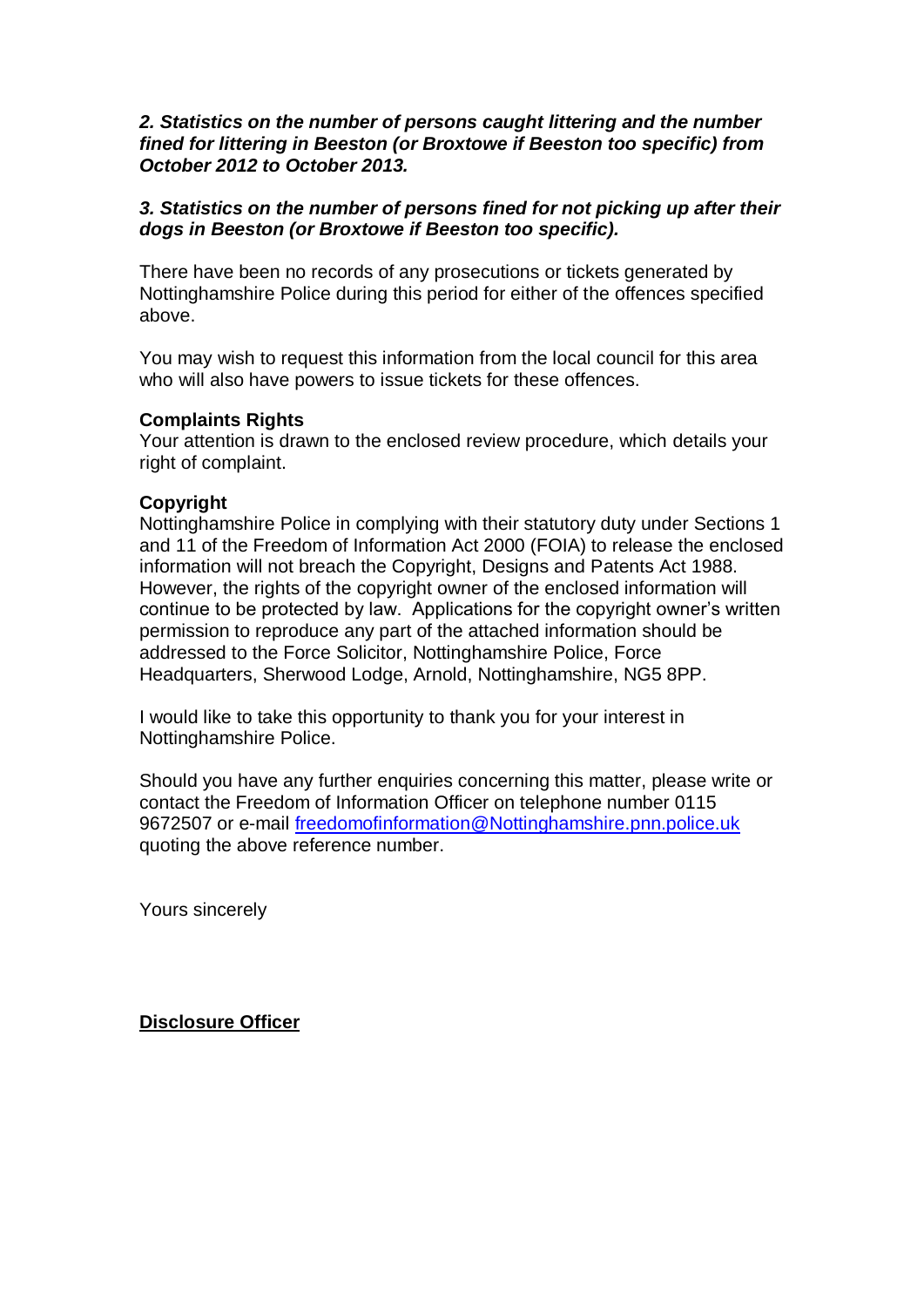***2. Statistics on the number of persons caught littering and the number fined for littering in Beeston (or Broxtowe if Beeston too specific) from October 2012 to October 2013.***

***3. Statistics on the number of persons fined for not picking up after their dogs in Beeston (or Broxtowe if Beeston too specific).***

There have been no records of any prosecutions or tickets generated by Nottinghamshire Police during this period for either of the offences specified above.

You may wish to request this information from the local council for this area who will also have powers to issue tickets for these offences.

**Complaints Rights**
Your attention is drawn to the enclosed review procedure, which details your right of complaint.

**Copyright**
Nottinghamshire Police in complying with their statutory duty under Sections 1 and 11 of the Freedom of Information Act 2000 (FOIA) to release the enclosed information will not breach the Copyright, Designs and Patents Act 1988. However, the rights of the copyright owner of the enclosed information will continue to be protected by law. Applications for the copyright owner's written permission to reproduce any part of the attached information should be addressed to the Force Solicitor, Nottinghamshire Police, Force Headquarters, Sherwood Lodge, Arnold, Nottinghamshire, NG5 8PP.

I would like to take this opportunity to thank you for your interest in Nottinghamshire Police.

Should you have any further enquiries concerning this matter, please write or contact the Freedom of Information Officer on telephone number 0115 9672507 or e-mail [freedomofinformation@Nottinghamshire.pnn.police.uk](mailto:freedomofinformation@Nottinghamshire.pnn.police.uk) quoting the above reference number.

Yours sincerely

**Disclosure Officer**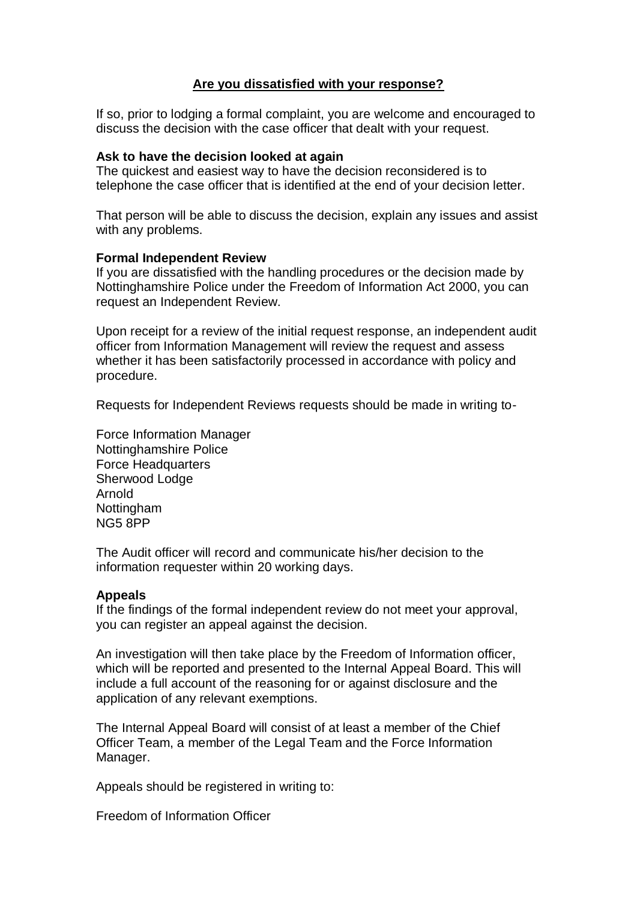## Are you dissatisfied with your response?

If so, prior to lodging a formal complaint, you are welcome and encouraged to discuss the decision with the case officer that dealt with your request.

**Ask to have the decision looked at again**
The quickest and easiest way to have the decision reconsidered is to telephone the case officer that is identified at the end of your decision letter.

That person will be able to discuss the decision, explain any issues and assist with any problems.

**Formal Independent Review**
If you are dissatisfied with the handling procedures or the decision made by Nottinghamshire Police under the Freedom of Information Act 2000, you can request an Independent Review.

Upon receipt for a review of the initial request response, an independent audit officer from Information Management will review the request and assess whether it has been satisfactorily processed in accordance with policy and procedure.

Requests for Independent Reviews requests should be made in writing to-

Force Information Manager
Nottinghamshire Police
Force Headquarters
Sherwood Lodge
Arnold
Nottingham
NG5 8PP

The Audit officer will record and communicate his/her decision to the information requester within 20 working days.

**Appeals**
If the findings of the formal independent review do not meet your approval, you can register an appeal against the decision.

An investigation will then take place by the Freedom of Information officer, which will be reported and presented to the Internal Appeal Board. This will include a full account of the reasoning for or against disclosure and the application of any relevant exemptions.

The Internal Appeal Board will consist of at least a member of the Chief Officer Team, a member of the Legal Team and the Force Information Manager.

Appeals should be registered in writing to:

Freedom of Information Officer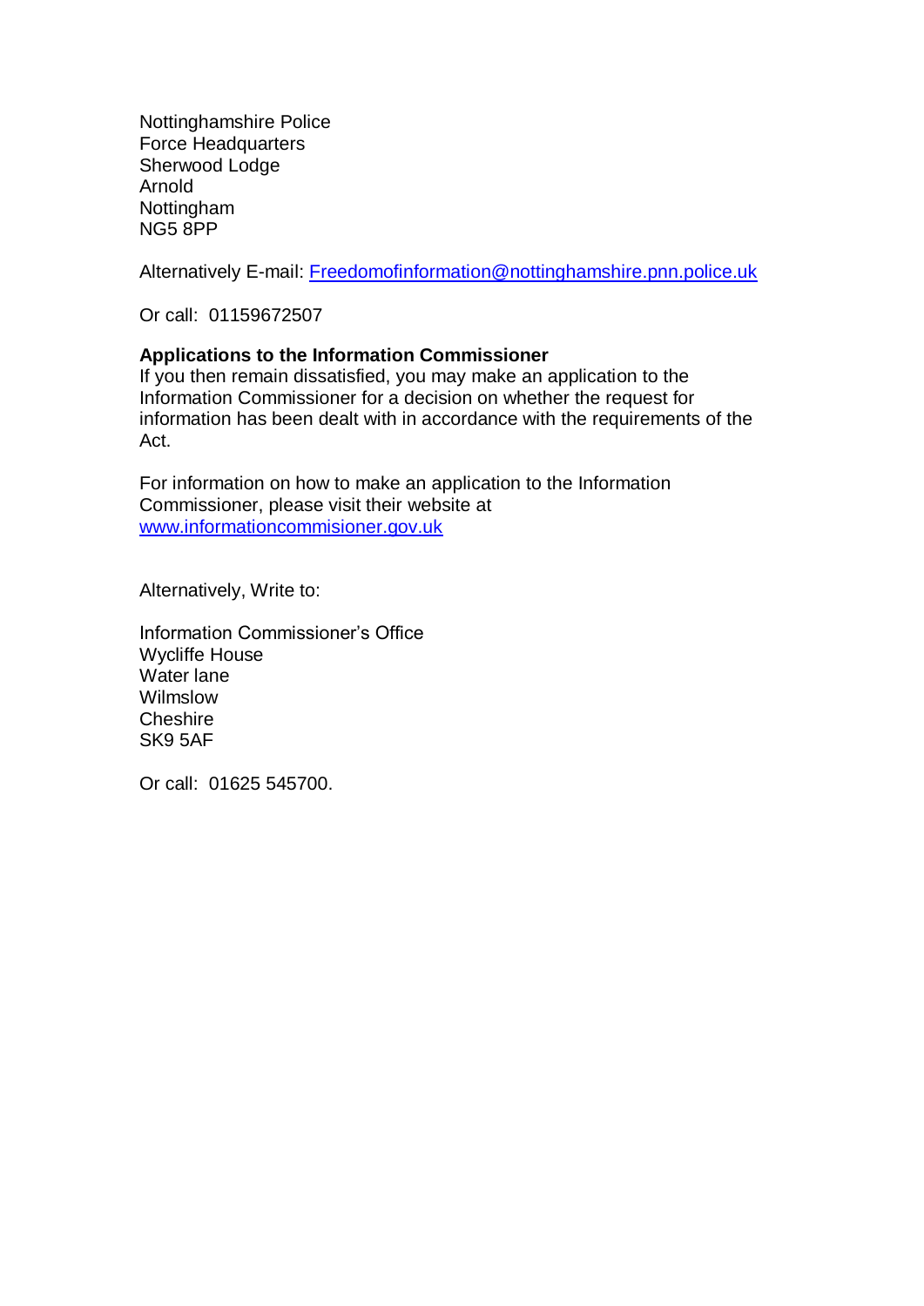Nottinghamshire Police
Force Headquarters
Sherwood Lodge
Arnold
Nottingham
NG5 8PP

Alternatively E-mail: [Freedomofinformation@nottinghamshire.pnn.police.uk](mailto:Freedomofinformation@nottinghamshire.pnn.police.uk)

Or call: 01159672507

**Applications to the Information Commissioner**
If you then remain dissatisfied, you may make an application to the Information Commissioner for a decision on whether the request for information has been dealt with in accordance with the requirements of the Act.

For information on how to make an application to the Information Commissioner, please visit their website at [www.informationcommisioner.gov.uk](http://www.informationcommisioner.gov.uk)

Alternatively, Write to:

Information Commissioner's Office
Wycliffe House
Water lane
Wilmslow
Cheshire
SK9 5AF

Or call: 01625 545700.